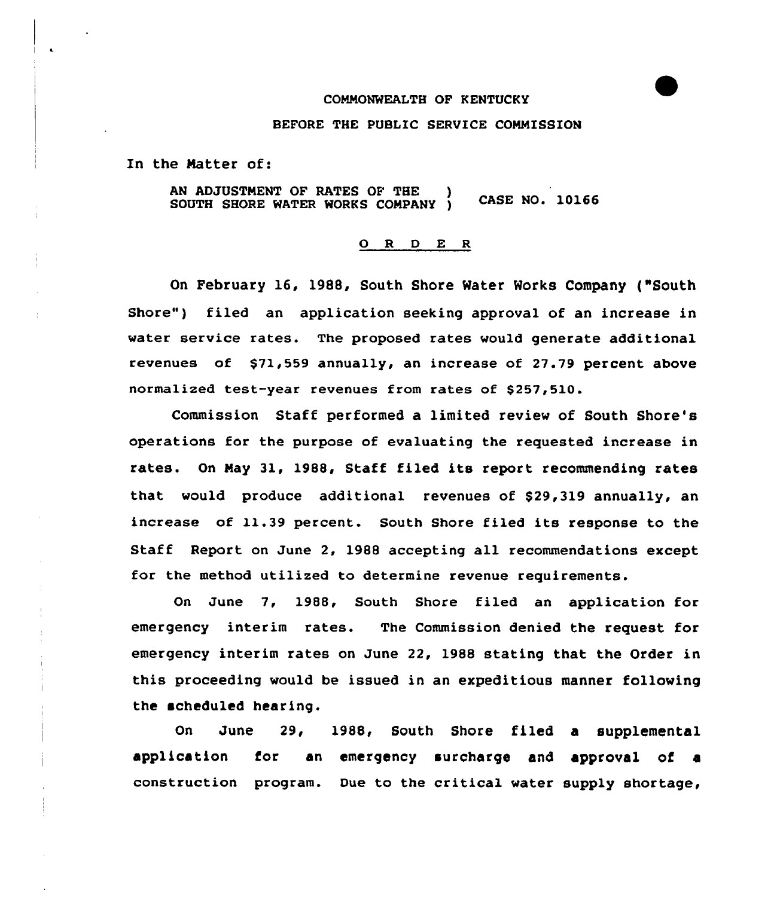COMMONWEALTH OF KENTUCKY

BEFORE THE PUBLIC SERVICE COMMISSION

In the Matter of:

AN ADJUSTMENT OF RATES OF THE SOUTH SHORE WATER WORKS COMPANY ) CASE NO. 10166

# O R D E R

On February 16, 1988, South Shore Water Works Company ("South Shore") filed an application seeking approval of an increase in water service rates. The proposed rates would generate additional revenues of $71,559 annually, an increase of 27.79 percent above normalized test-year revenues from rates of $257,510.

Commission Staff performed a limited review of South Shore's operations for the purpose of evaluating the requested increase in rates. On May 31, 1988, Staff filed its report recommending rates that would produce additional revenues of $29,319 annually, an increase of 11.39 percent. South Shore filed its response to the Staff Report on June 2, 1988 accepting all recommendations except for the method utilized to determine revenue requirements.

On June 7, 1988, South Shore filed an application for emergency interim rates. The Commission denied the request for emergency interim rates on June 22, 1988 stating that the Order in this proceeding would be issued in an expeditious manner following the scheduled hearing.

On June 29, 1988, South Shore filed a supplemental application for an emergency surcharge and approval of a construction program. Due to the critical water supply shortage,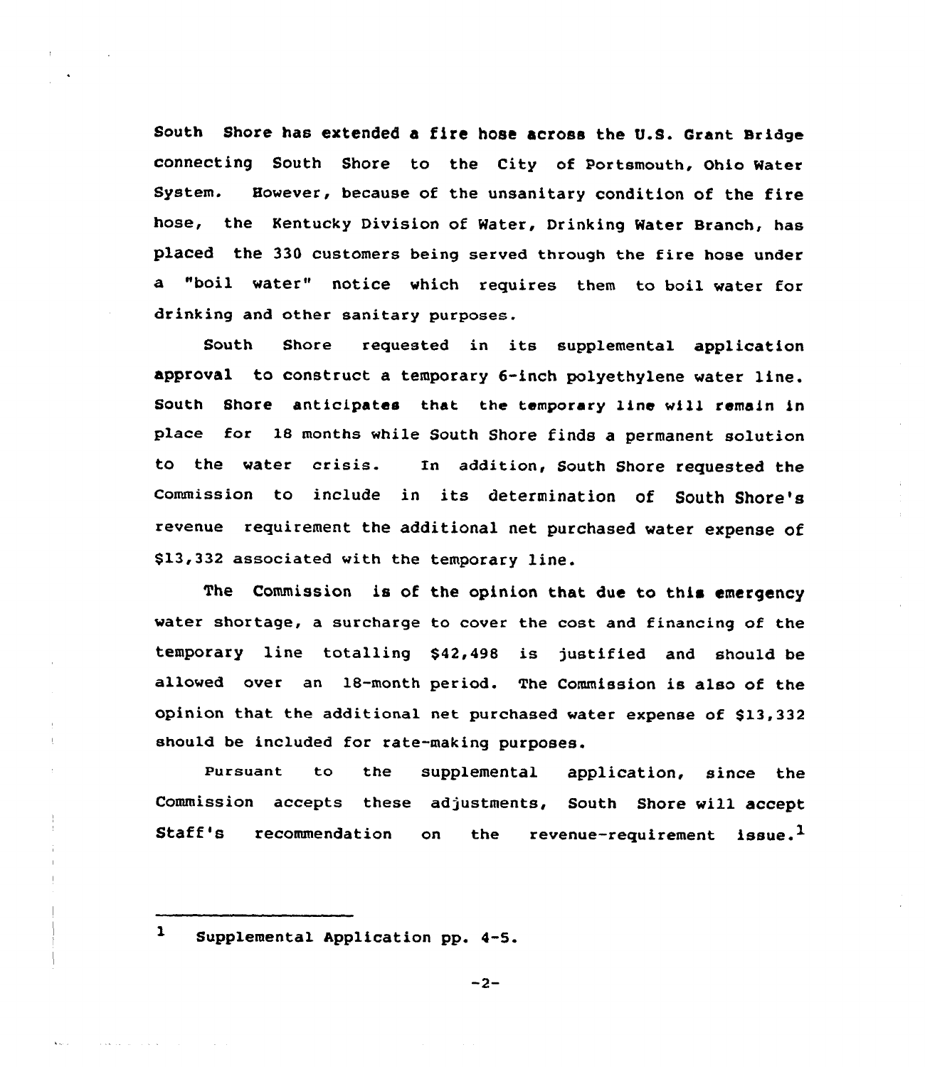South Shore has extended a fire hose across the U.S. Grant Bridge connecting South Shore to the City of Portsmouth, Ohio Water System. However, because of the unsanitary condition of the fire hose, the Kentucky Division of Water, Drinking Water Branch, has placed the 330 customers being served through the fire hose under a "boil water" notice which requires them to boil water for drinking and other sanitary purposes.

South Shore requested in its supplemental application approval to construct a temporary 6-inch polyethylene water line. South Shore anticipates that the temporary line will remain in place for 18 months while South Shore finds a permanent solution to the water crisis. In addition, South Shore requested the Commission to include in its determination of South Shore's revenue requirement the additional net purchased water expense of $13,332 associated with the temporary line.

The Commission is of the opinion that due to this emergency water shortage, a surcharge to cover the cost and financing of the temporary line totalling $42,498 is justified and should be allowed over an 18-month period. The Commission is also of the opinion that the additional net purchased water expense of $13,332 should be included for rate-making purposes.

Pursuant to the supplemental application, since the Commission accepts these adjustments, South Shore will accept Staff's recommendation on the revenue-requirement issue.[1]

---

[1] Supplemental Application pp. 4-5.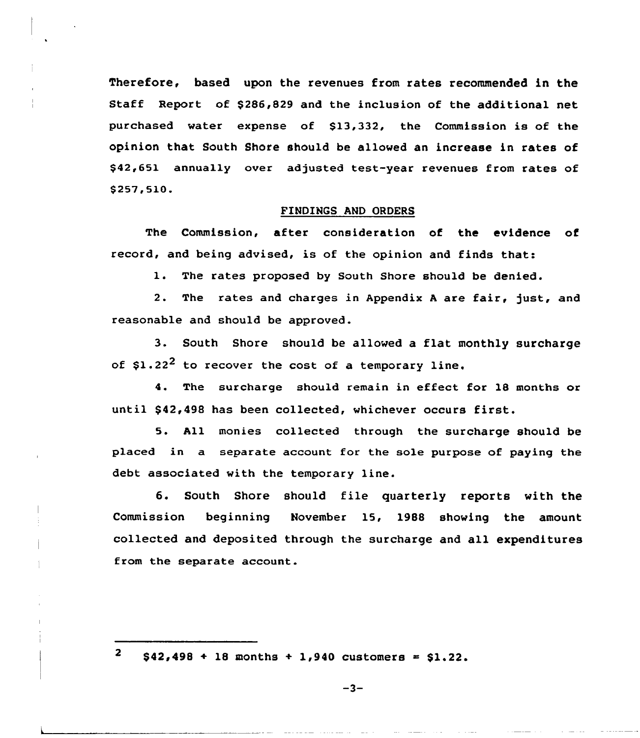Therefore, based upon the revenues from rates recommended in the Staff Report of $286,829 and the inclusion of the additional net purchased water expense of $13,332, the Commission is of the opinion that South Shore should be allowed an increase in rates of $42,651 annually over adjusted test-year revenues from rates of $257,510.

## FINDINGS AND ORDERS

The Commission, after consideration of the evidence of record, and being advised, is of the opinion and finds that:

1. The rates proposed by South Shore should be denied.

2. The rates and charges in Appendix A are fair, just, and reasonable and should be approved.

3. South Shore should be allowed a flat monthly surcharge of $1.22[2] to recover the cost of a temporary line.

4. The surcharge should remain in effect for 18 months or until $42,498 has been collected, whichever occurs first.

5. All monies collected through the surcharge should be placed in a separate account for the sole purpose of paying the debt associated with the temporary line.

6. South Shore should file quarterly reports with the Commission beginning November 15, 1988 showing the amount collected and deposited through the surcharge and all expenditures from the separate account.

---

[2] $42,498 ÷ 18 months ÷ 1,940 customers = $1.22.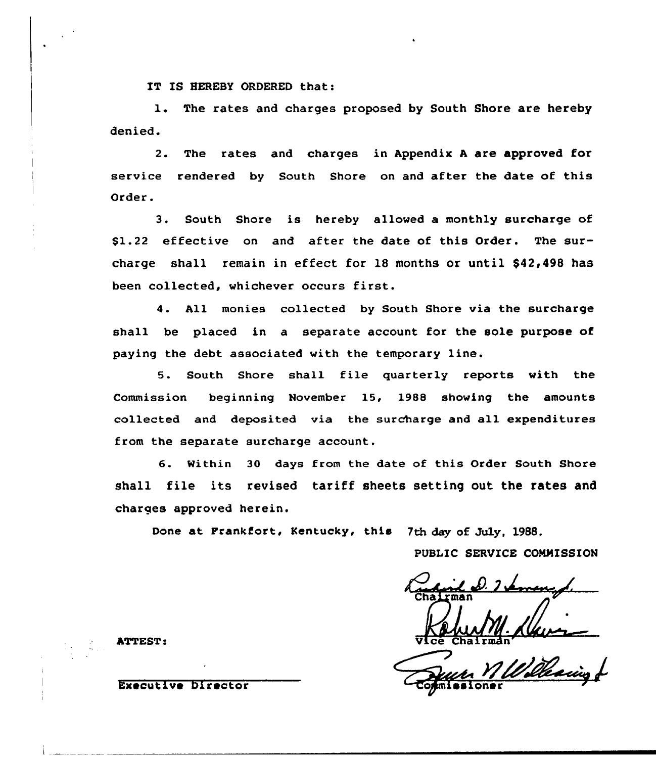IT IS HEREBY ORDERED that:

1. The rates and charges proposed by South Shore are hereby denied.

2. The rates and charges in Appendix A are approved for service rendered by South Shore on and after the date of this Order.

3. South Shore is hereby allowed a monthly surcharge of $1.22 effective on and after the date of this Order. The surcharge shall remain in effect for 18 months or until $42,498 has been collected, whichever occurs first.

4. All monies collected by South Shore via the surcharge shall be placed in a separate account for the sole purpose of paying the debt associated with the temporary line.

5. South Shore shall file quarterly reports with the Commission beginning November 15, 1988 showing the amounts collected and deposited via the surcharge and all expenditures from the separate surcharge account.

6. Within 30 days from the date of this Order South Shore shall file its revised tariff sheets setting out the rates and charges approved herein.

Done at Frankfort, Kentucky, this 7th day of July, 1988.

PUBLIC SERVICE COMMISSION

Chairman

Vice Chairman

Commissioner

ATTEST:

Executive Director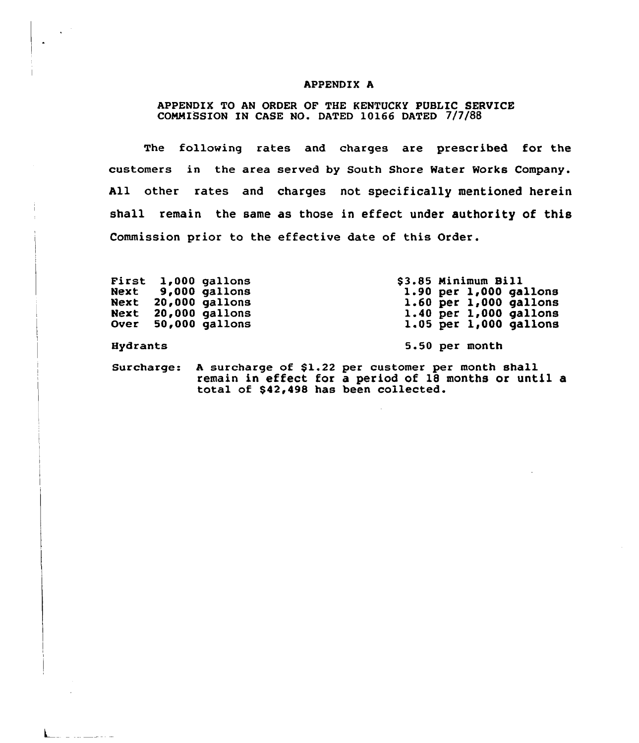# APPENDIX A

## APPENDIX TO AN ORDER OF THE KENTUCKY PUBLIC SERVICE COMMISSION IN CASE NO. DATED 10166 DATED 7/7/88

The following rates and charges are prescribed for the customers in the area served by South Shore Water Works Company. All other rates and charges not specifically mentioned herein shall remain the same as those in effect under authority of this Commission prior to the effective date of this Order.

| | |
|---|---|
| First 1,000 gallons | $3.85 Minimum Bill |
| Next 9,000 gallons | 1.90 per 1,000 gallons |
| Next 20,000 gallons | 1.60 per 1,000 gallons |
| Next 20,000 gallons | 1.40 per 1,000 gallons |
| Over 50,000 gallons | 1.05 per 1,000 gallons |
| Hydrants | 5.50 per month |

Surcharge: A surcharge of $1.22 per customer per month shall remain in effect for a period of 18 months or until a total of $42,498 has been collected.